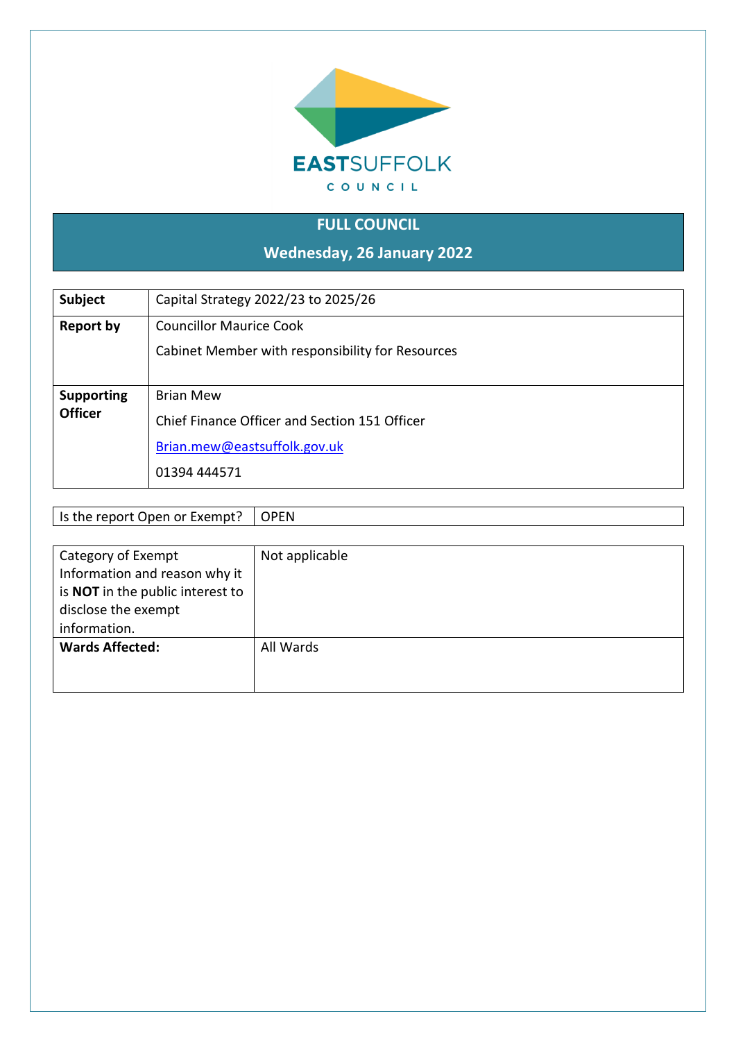EASTSUFFOLK

COUNCIL

# FULL COUNCIL

## Wednesday, 26 January 2022

| **Subject** | Capital Strategy 2022/23 to 2025/26 |
|---|---|
| **Report by** | Councillor Maurice Cook<br><br>Cabinet Member with responsibility for Resources |
| **Supporting Officer** | Brian Mew<br><br>Chief Finance Officer and Section 151 Officer<br><br>Brian.mew@eastsuffolk.gov.uk<br><br>01394 444571 |

| Is the report Open or Exempt? | OPEN |
|---|---|

| Category of Exempt Information and reason why it is **NOT** in the public interest to disclose the exempt information. | Not applicable |
|---|---|
| **Wards Affected:** | All Wards |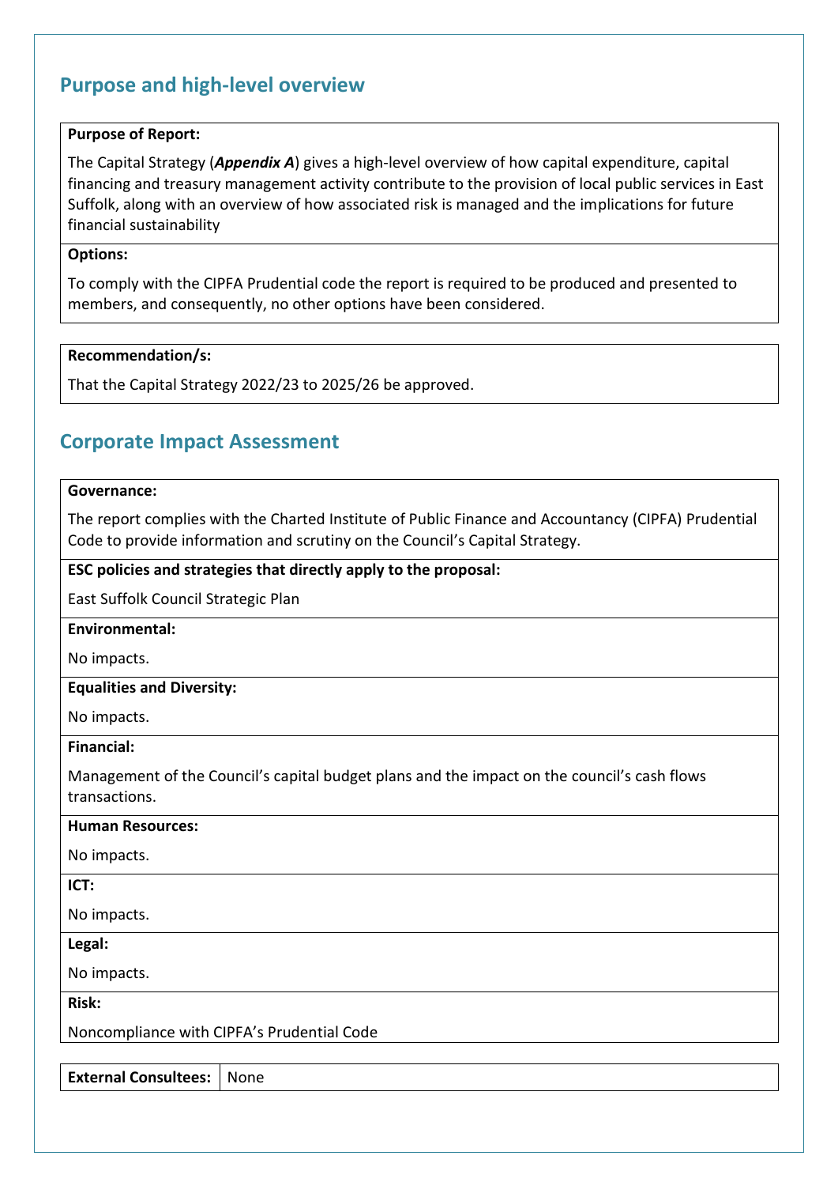## Purpose and high-level overview

**Purpose of Report:**

The Capital Strategy (***Appendix A***) gives a high-level overview of how capital expenditure, capital financing and treasury management activity contribute to the provision of local public services in East Suffolk, along with an overview of how associated risk is managed and the implications for future financial sustainability

**Options:**

To comply with the CIPFA Prudential code the report is required to be produced and presented to members, and consequently, no other options have been considered.

**Recommendation/s:**

That the Capital Strategy 2022/23 to 2025/26 be approved.

## Corporate Impact Assessment

**Governance:**

The report complies with the Charted Institute of Public Finance and Accountancy (CIPFA) Prudential Code to provide information and scrutiny on the Council's Capital Strategy.

**ESC policies and strategies that directly apply to the proposal:**

East Suffolk Council Strategic Plan

**Environmental:**

No impacts.

**Equalities and Diversity:**

No impacts.

**Financial:**

Management of the Council's capital budget plans and the impact on the council's cash flows transactions.

**Human Resources:**

No impacts.

**ICT:**

No impacts.

**Legal:**

No impacts.

**Risk:**

Noncompliance with CIPFA's Prudential Code

| **External Consultees:** | None |
|---|---|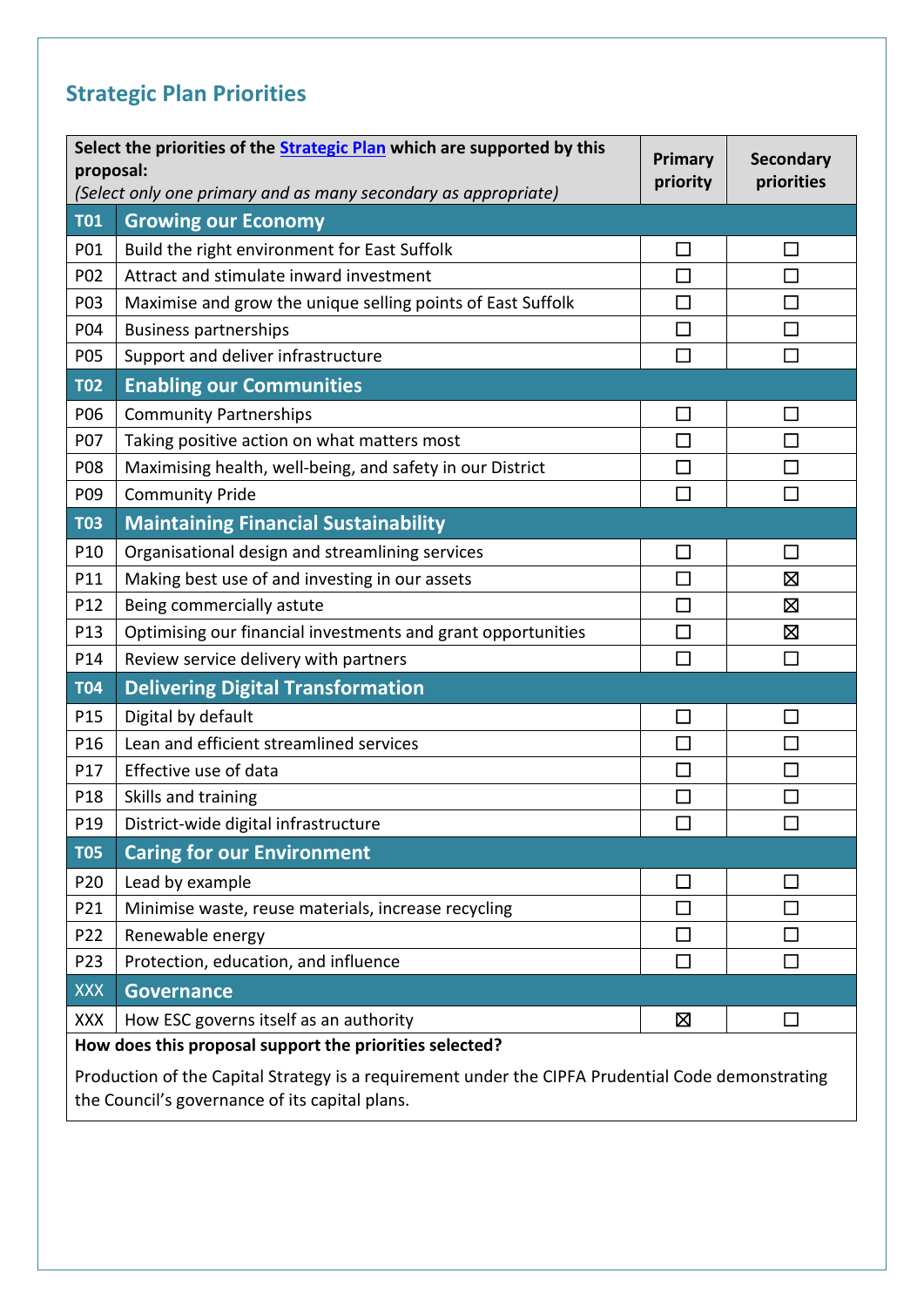## Strategic Plan Priorities

| | **Select the priorities of the Strategic Plan which are supported by this proposal:** *(Select only one primary and as many secondary as appropriate)* | **Primary priority** | **Secondary priorities** |
|---|---|---|---|
| **T01** | **Growing our Economy** | | |
| P01 | Build the right environment for East Suffolk | ☐ | ☐ |
| P02 | Attract and stimulate inward investment | ☐ | ☐ |
| P03 | Maximise and grow the unique selling points of East Suffolk | ☐ | ☐ |
| P04 | Business partnerships | ☐ | ☐ |
| P05 | Support and deliver infrastructure | ☐ | ☐ |
| **T02** | **Enabling our Communities** | | |
| P06 | Community Partnerships | ☐ | ☐ |
| P07 | Taking positive action on what matters most | ☐ | ☐ |
| P08 | Maximising health, well-being, and safety in our District | ☐ | ☐ |
| P09 | Community Pride | ☐ | ☐ |
| **T03** | **Maintaining Financial Sustainability** | | |
| P10 | Organisational design and streamlining services | ☐ | ☐ |
| P11 | Making best use of and investing in our assets | ☐ | ☒ |
| P12 | Being commercially astute | ☐ | ☒ |
| P13 | Optimising our financial investments and grant opportunities | ☐ | ☒ |
| P14 | Review service delivery with partners | ☐ | ☐ |
| **T04** | **Delivering Digital Transformation** | | |
| P15 | Digital by default | ☐ | ☐ |
| P16 | Lean and efficient streamlined services | ☐ | ☐ |
| P17 | Effective use of data | ☐ | ☐ |
| P18 | Skills and training | ☐ | ☐ |
| P19 | District-wide digital infrastructure | ☐ | ☐ |
| **T05** | **Caring for our Environment** | | |
| P20 | Lead by example | ☐ | ☐ |
| P21 | Minimise waste, reuse materials, increase recycling | ☐ | ☐ |
| P22 | Renewable energy | ☐ | ☐ |
| P23 | Protection, education, and influence | ☐ | ☐ |
| XXX | **Governance** | | |
| XXX | How ESC governs itself as an authority | ☒ | ☐ |

**How does this proposal support the priorities selected?**

Production of the Capital Strategy is a requirement under the CIPFA Prudential Code demonstrating the Council's governance of its capital plans.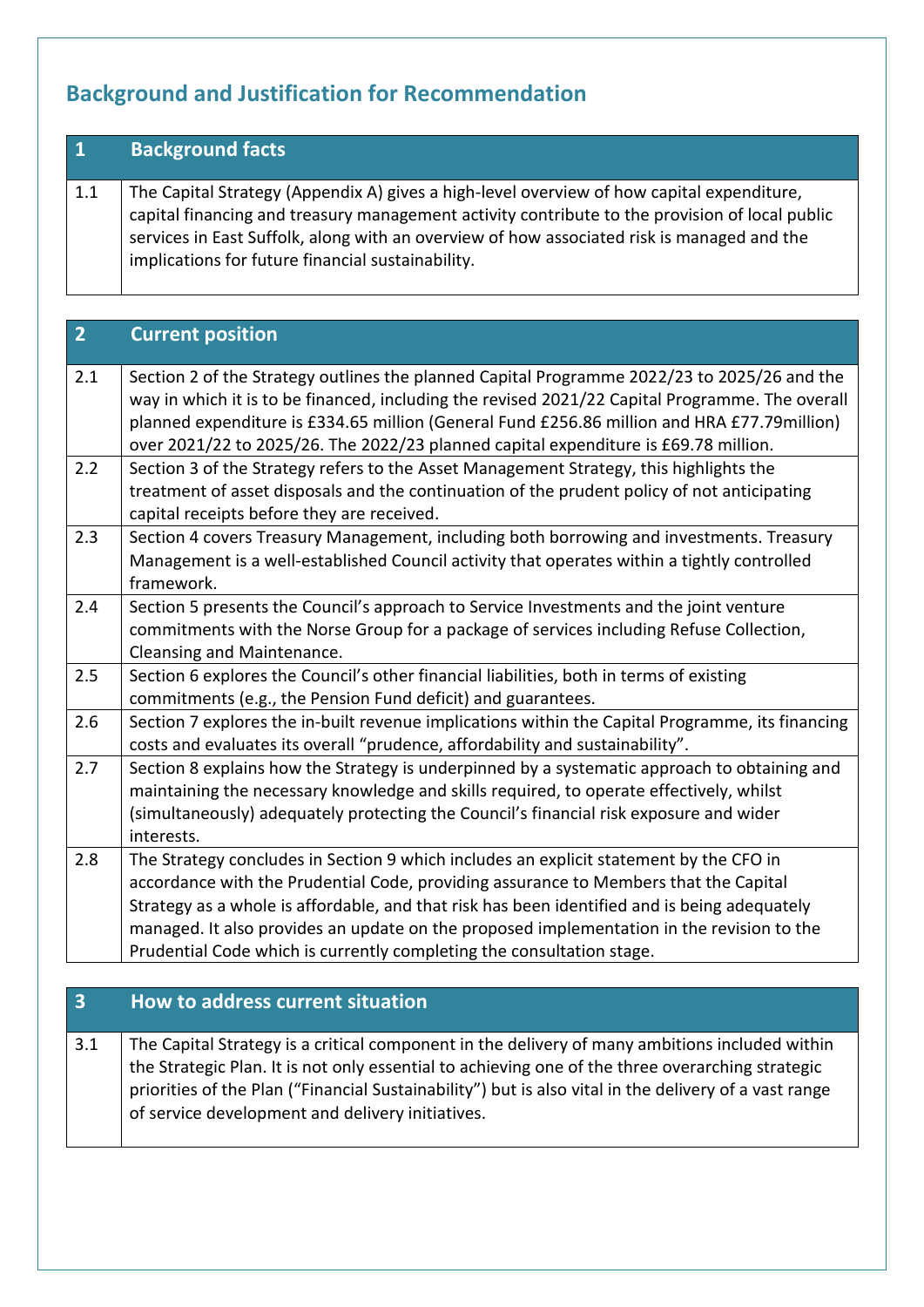## Background and Justification for Recommendation

| 1 | Background facts |
|---|---|
| 1.1 | The Capital Strategy (Appendix A) gives a high-level overview of how capital expenditure, capital financing and treasury management activity contribute to the provision of local public services in East Suffolk, along with an overview of how associated risk is managed and the implications for future financial sustainability. |

| 2 | Current position |
|---|---|
| 2.1 | Section 2 of the Strategy outlines the planned Capital Programme 2022/23 to 2025/26 and the way in which it is to be financed, including the revised 2021/22 Capital Programme. The overall planned expenditure is £334.65 million (General Fund £256.86 million and HRA £77.79million) over 2021/22 to 2025/26. The 2022/23 planned capital expenditure is £69.78 million. |
| 2.2 | Section 3 of the Strategy refers to the Asset Management Strategy, this highlights the treatment of asset disposals and the continuation of the prudent policy of not anticipating capital receipts before they are received. |
| 2.3 | Section 4 covers Treasury Management, including both borrowing and investments. Treasury Management is a well-established Council activity that operates within a tightly controlled framework. |
| 2.4 | Section 5 presents the Council's approach to Service Investments and the joint venture commitments with the Norse Group for a package of services including Refuse Collection, Cleansing and Maintenance. |
| 2.5 | Section 6 explores the Council's other financial liabilities, both in terms of existing commitments (e.g., the Pension Fund deficit) and guarantees. |
| 2.6 | Section 7 explores the in-built revenue implications within the Capital Programme, its financing costs and evaluates its overall "prudence, affordability and sustainability". |
| 2.7 | Section 8 explains how the Strategy is underpinned by a systematic approach to obtaining and maintaining the necessary knowledge and skills required, to operate effectively, whilst (simultaneously) adequately protecting the Council's financial risk exposure and wider interests. |
| 2.8 | The Strategy concludes in Section 9 which includes an explicit statement by the CFO in accordance with the Prudential Code, providing assurance to Members that the Capital Strategy as a whole is affordable, and that risk has been identified and is being adequately managed. It also provides an update on the proposed implementation in the revision to the Prudential Code which is currently completing the consultation stage. |

| 3 | How to address current situation |
|---|---|
| 3.1 | The Capital Strategy is a critical component in the delivery of many ambitions included within the Strategic Plan. It is not only essential to achieving one of the three overarching strategic priorities of the Plan ("Financial Sustainability") but is also vital in the delivery of a vast range of service development and delivery initiatives. |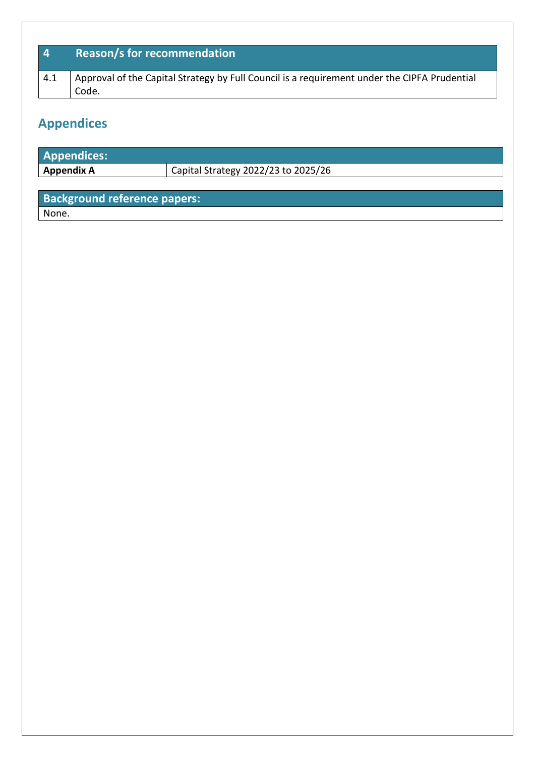| 4 | Reason/s for recommendation |
|---|---|
| 4.1 | Approval of the Capital Strategy by Full Council is a requirement under the CIPFA Prudential Code. |

## Appendices

| Appendices: | |
|---|---|
| **Appendix A** | Capital Strategy 2022/23 to 2025/26 |

| Background reference papers: |
|---|
| None. |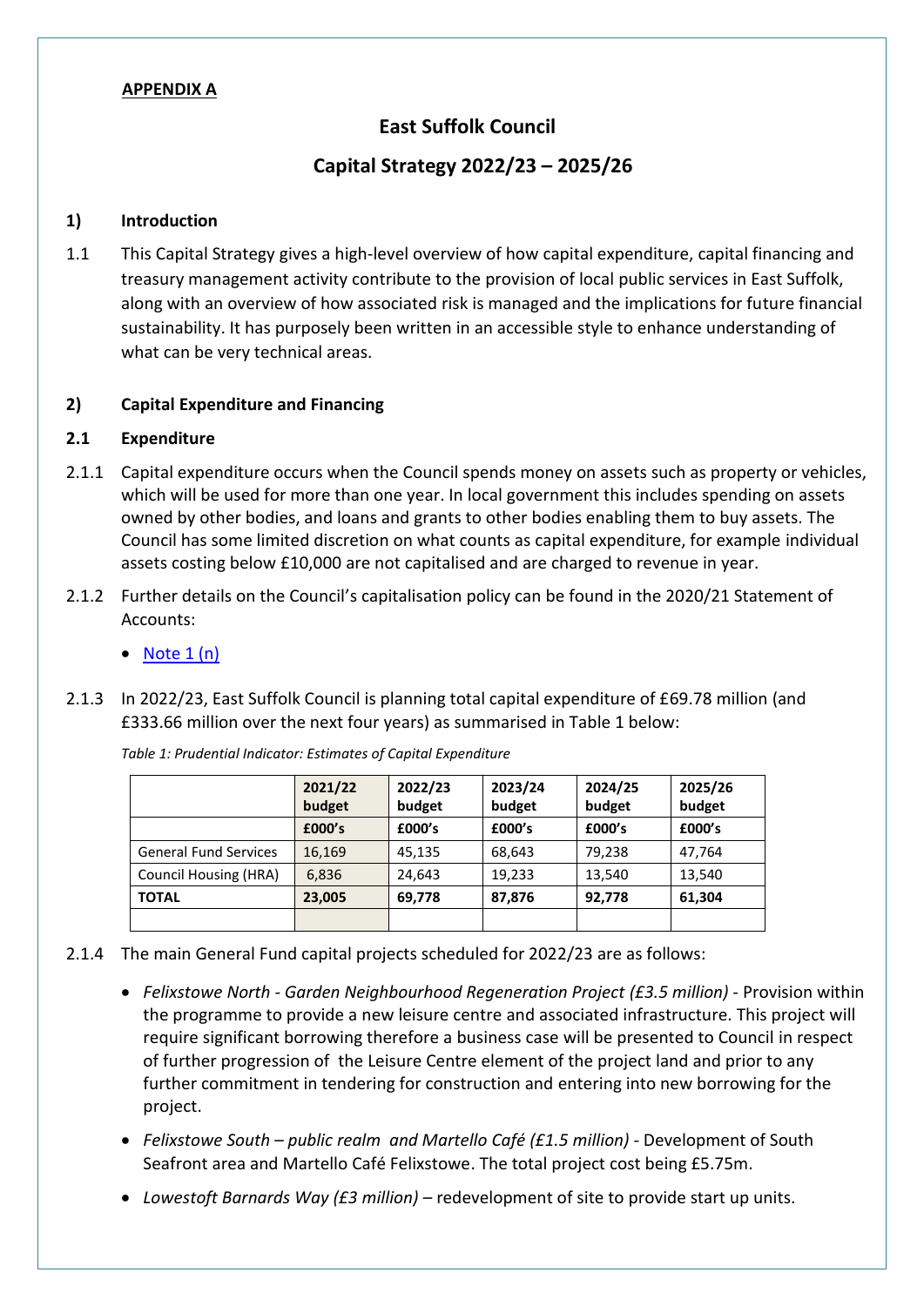**APPENDIX A**

# East Suffolk Council

# Capital Strategy 2022/23 – 2025/26

## 1) Introduction

1.1 This Capital Strategy gives a high-level overview of how capital expenditure, capital financing and treasury management activity contribute to the provision of local public services in East Suffolk, along with an overview of how associated risk is managed and the implications for future financial sustainability. It has purposely been written in an accessible style to enhance understanding of what can be very technical areas.

## 2) Capital Expenditure and Financing

### 2.1 Expenditure

2.1.1 Capital expenditure occurs when the Council spends money on assets such as property or vehicles, which will be used for more than one year. In local government this includes spending on assets owned by other bodies, and loans and grants to other bodies enabling them to buy assets. The Council has some limited discretion on what counts as capital expenditure, for example individual assets costing below £10,000 are not capitalised and are charged to revenue in year.

2.1.2 Further details on the Council's capitalisation policy can be found in the 2020/21 Statement of Accounts:

- Note 1 (n)

2.1.3 In 2022/23, East Suffolk Council is planning total capital expenditure of £69.78 million (and £333.66 million over the next four years) as summarised in Table 1 below:

*Table 1: Prudential Indicator: Estimates of Capital Expenditure*

| | 2021/22 budget | 2022/23 budget | 2023/24 budget | 2024/25 budget | 2025/26 budget |
|---|---|---|---|---|---|
| | **£000's** | **£000's** | **£000's** | **£000's** | **£000's** |
| General Fund Services | 16,169 | 45,135 | 68,643 | 79,238 | 47,764 |
| Council Housing (HRA) | 6,836 | 24,643 | 19,233 | 13,540 | 13,540 |
| **TOTAL** | **23,005** | **69,778** | **87,876** | **92,778** | **61,304** |
| | | | | | |

2.1.4 The main General Fund capital projects scheduled for 2022/23 are as follows:

- *Felixstowe North - Garden Neighbourhood Regeneration Project (£3.5 million)* - Provision within the programme to provide a new leisure centre and associated infrastructure. This project will require significant borrowing therefore a business case will be presented to Council in respect of further progression of the Leisure Centre element of the project land and prior to any further commitment in tendering for construction and entering into new borrowing for the project.
- *Felixstowe South – public realm and Martello Café (£1.5 million)* - Development of South Seafront area and Martello Café Felixstowe. The total project cost being £5.75m.
- *Lowestoft Barnards Way (£3 million)* – redevelopment of site to provide start up units.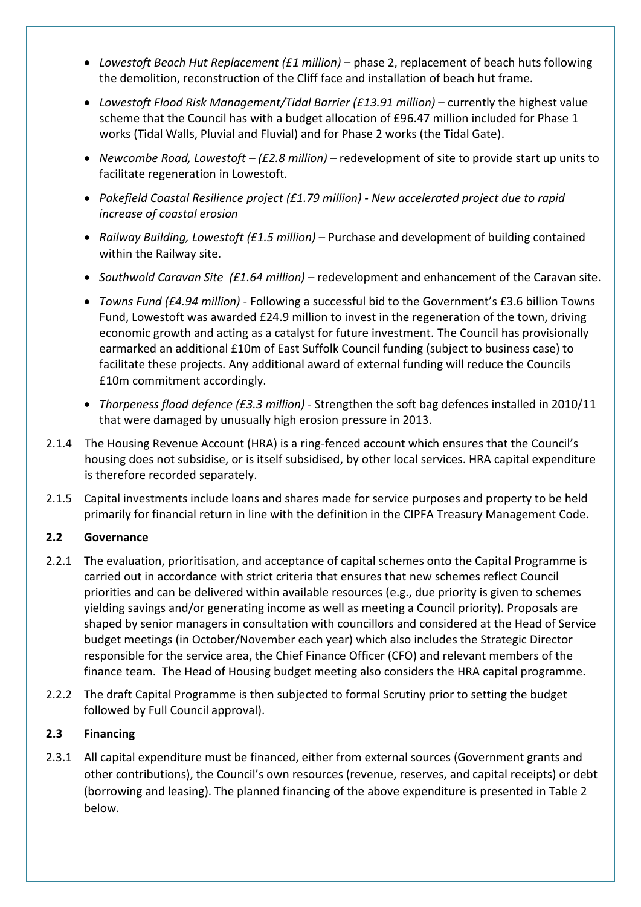- *Lowestoft Beach Hut Replacement (£1 million)* – phase 2, replacement of beach huts following the demolition, reconstruction of the Cliff face and installation of beach hut frame.
- *Lowestoft Flood Risk Management/Tidal Barrier (£13.91 million)* – currently the highest value scheme that the Council has with a budget allocation of £96.47 million included for Phase 1 works (Tidal Walls, Pluvial and Fluvial) and for Phase 2 works (the Tidal Gate).
- *Newcombe Road, Lowestoft – (£2.8 million)* – redevelopment of site to provide start up units to facilitate regeneration in Lowestoft.
- *Pakefield Coastal Resilience project (£1.79 million) - New accelerated project due to rapid increase of coastal erosion*
- *Railway Building, Lowestoft (£1.5 million)* – Purchase and development of building contained within the Railway site.
- *Southwold Caravan Site (£1.64 million)* – redevelopment and enhancement of the Caravan site.
- *Towns Fund (£4.94 million)* - Following a successful bid to the Government's £3.6 billion Towns Fund, Lowestoft was awarded £24.9 million to invest in the regeneration of the town, driving economic growth and acting as a catalyst for future investment. The Council has provisionally earmarked an additional £10m of East Suffolk Council funding (subject to business case) to facilitate these projects. Any additional award of external funding will reduce the Councils £10m commitment accordingly.
- *Thorpeness flood defence (£3.3 million)* - Strengthen the soft bag defences installed in 2010/11 that were damaged by unusually high erosion pressure in 2013.

2.1.4 The Housing Revenue Account (HRA) is a ring-fenced account which ensures that the Council's housing does not subsidise, or is itself subsidised, by other local services. HRA capital expenditure is therefore recorded separately.

2.1.5 Capital investments include loans and shares made for service purposes and property to be held primarily for financial return in line with the definition in the CIPFA Treasury Management Code.

## 2.2 Governance

2.2.1 The evaluation, prioritisation, and acceptance of capital schemes onto the Capital Programme is carried out in accordance with strict criteria that ensures that new schemes reflect Council priorities and can be delivered within available resources (e.g., due priority is given to schemes yielding savings and/or generating income as well as meeting a Council priority). Proposals are shaped by senior managers in consultation with councillors and considered at the Head of Service budget meetings (in October/November each year) which also includes the Strategic Director responsible for the service area, the Chief Finance Officer (CFO) and relevant members of the finance team. The Head of Housing budget meeting also considers the HRA capital programme.

2.2.2 The draft Capital Programme is then subjected to formal Scrutiny prior to setting the budget followed by Full Council approval).

## 2.3 Financing

2.3.1 All capital expenditure must be financed, either from external sources (Government grants and other contributions), the Council's own resources (revenue, reserves, and capital receipts) or debt (borrowing and leasing). The planned financing of the above expenditure is presented in Table 2 below.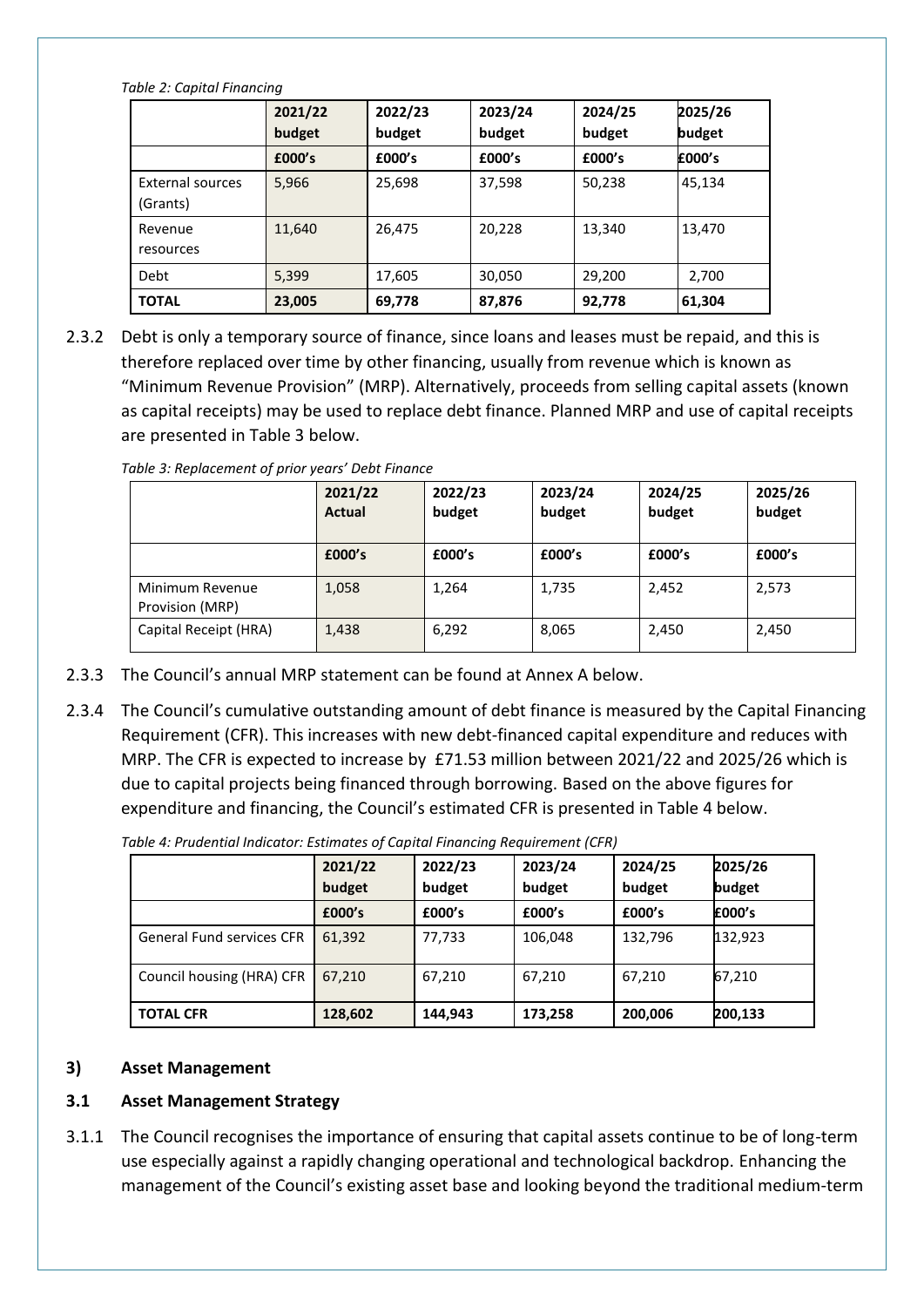*Table 2: Capital Financing*

| | 2021/22 budget | 2022/23 budget | 2023/24 budget | 2024/25 budget | 2025/26 budget |
|---|---|---|---|---|---|
| | £000's | £000's | £000's | £000's | £000's |
| External sources (Grants) | 5,966 | 25,698 | 37,598 | 50,238 | 45,134 |
| Revenue resources | 11,640 | 26,475 | 20,228 | 13,340 | 13,470 |
| Debt | 5,399 | 17,605 | 30,050 | 29,200 | 2,700 |
| **TOTAL** | **23,005** | **69,778** | **87,876** | **92,778** | **61,304** |

2.3.2 Debt is only a temporary source of finance, since loans and leases must be repaid, and this is therefore replaced over time by other financing, usually from revenue which is known as "Minimum Revenue Provision" (MRP). Alternatively, proceeds from selling capital assets (known as capital receipts) may be used to replace debt finance. Planned MRP and use of capital receipts are presented in Table 3 below.

*Table 3: Replacement of prior years' Debt Finance*

| | 2021/22 Actual | 2022/23 budget | 2023/24 budget | 2024/25 budget | 2025/26 budget |
|---|---|---|---|---|---|
| | £000's | £000's | £000's | £000's | £000's |
| Minimum Revenue Provision (MRP) | 1,058 | 1,264 | 1,735 | 2,452 | 2,573 |
| Capital Receipt (HRA) | 1,438 | 6,292 | 8,065 | 2,450 | 2,450 |

2.3.3 The Council's annual MRP statement can be found at Annex A below.

2.3.4 The Council's cumulative outstanding amount of debt finance is measured by the Capital Financing Requirement (CFR). This increases with new debt-financed capital expenditure and reduces with MRP. The CFR is expected to increase by £71.53 million between 2021/22 and 2025/26 which is due to capital projects being financed through borrowing. Based on the above figures for expenditure and financing, the Council's estimated CFR is presented in Table 4 below.

*Table 4: Prudential Indicator: Estimates of Capital Financing Requirement (CFR)*

| | 2021/22 budget | 2022/23 budget | 2023/24 budget | 2024/25 budget | 2025/26 budget |
|---|---|---|---|---|---|
| | £000's | £000's | £000's | £000's | £000's |
| General Fund services CFR | 61,392 | 77,733 | 106,048 | 132,796 | 132,923 |
| Council housing (HRA) CFR | 67,210 | 67,210 | 67,210 | 67,210 | 67,210 |
| **TOTAL CFR** | **128,602** | **144,943** | **173,258** | **200,006** | **200,133** |

## 3) Asset Management

### 3.1 Asset Management Strategy

3.1.1 The Council recognises the importance of ensuring that capital assets continue to be of long-term use especially against a rapidly changing operational and technological backdrop. Enhancing the management of the Council's existing asset base and looking beyond the traditional medium-term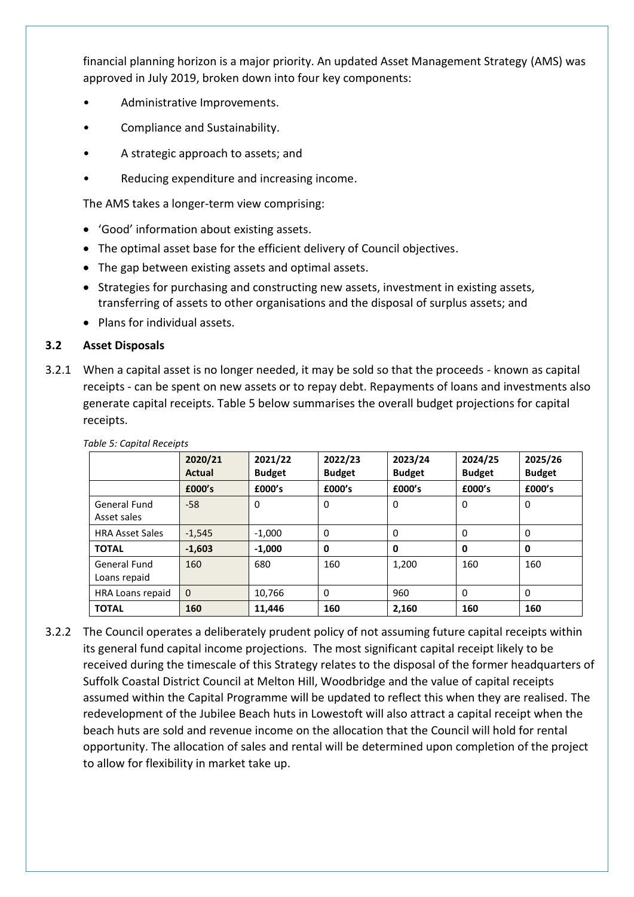financial planning horizon is a major priority. An updated Asset Management Strategy (AMS) was approved in July 2019, broken down into four key components:

- Administrative Improvements.
- Compliance and Sustainability.
- A strategic approach to assets; and
- Reducing expenditure and increasing income.

The AMS takes a longer-term view comprising:

- 'Good' information about existing assets.
- The optimal asset base for the efficient delivery of Council objectives.
- The gap between existing assets and optimal assets.
- Strategies for purchasing and constructing new assets, investment in existing assets, transferring of assets to other organisations and the disposal of surplus assets; and
- Plans for individual assets.

### 3.2 Asset Disposals

3.2.1 When a capital asset is no longer needed, it may be sold so that the proceeds - known as capital receipts - can be spent on new assets or to repay debt. Repayments of loans and investments also generate capital receipts. Table 5 below summarises the overall budget projections for capital receipts.

*Table 5: Capital Receipts*

| | 2020/21 Actual | 2021/22 Budget | 2022/23 Budget | 2023/24 Budget | 2024/25 Budget | 2025/26 Budget |
|---|---|---|---|---|---|---|
| | **£000's** | **£000's** | **£000's** | **£000's** | **£000's** | **£000's** |
| General Fund Asset sales | -58 | 0 | 0 | 0 | 0 | 0 |
| HRA Asset Sales | -1,545 | -1,000 | 0 | 0 | 0 | 0 |
| **TOTAL** | **-1,603** | **-1,000** | **0** | **0** | **0** | **0** |
| General Fund Loans repaid | 160 | 680 | 160 | 1,200 | 160 | 160 |
| HRA Loans repaid | 0 | 10,766 | 0 | 960 | 0 | 0 |
| **TOTAL** | **160** | **11,446** | **160** | **2,160** | **160** | **160** |

3.2.2 The Council operates a deliberately prudent policy of not assuming future capital receipts within its general fund capital income projections. The most significant capital receipt likely to be received during the timescale of this Strategy relates to the disposal of the former headquarters of Suffolk Coastal District Council at Melton Hill, Woodbridge and the value of capital receipts assumed within the Capital Programme will be updated to reflect this when they are realised. The redevelopment of the Jubilee Beach huts in Lowestoft will also attract a capital receipt when the beach huts are sold and revenue income on the allocation that the Council will hold for rental opportunity. The allocation of sales and rental will be determined upon completion of the project to allow for flexibility in market take up.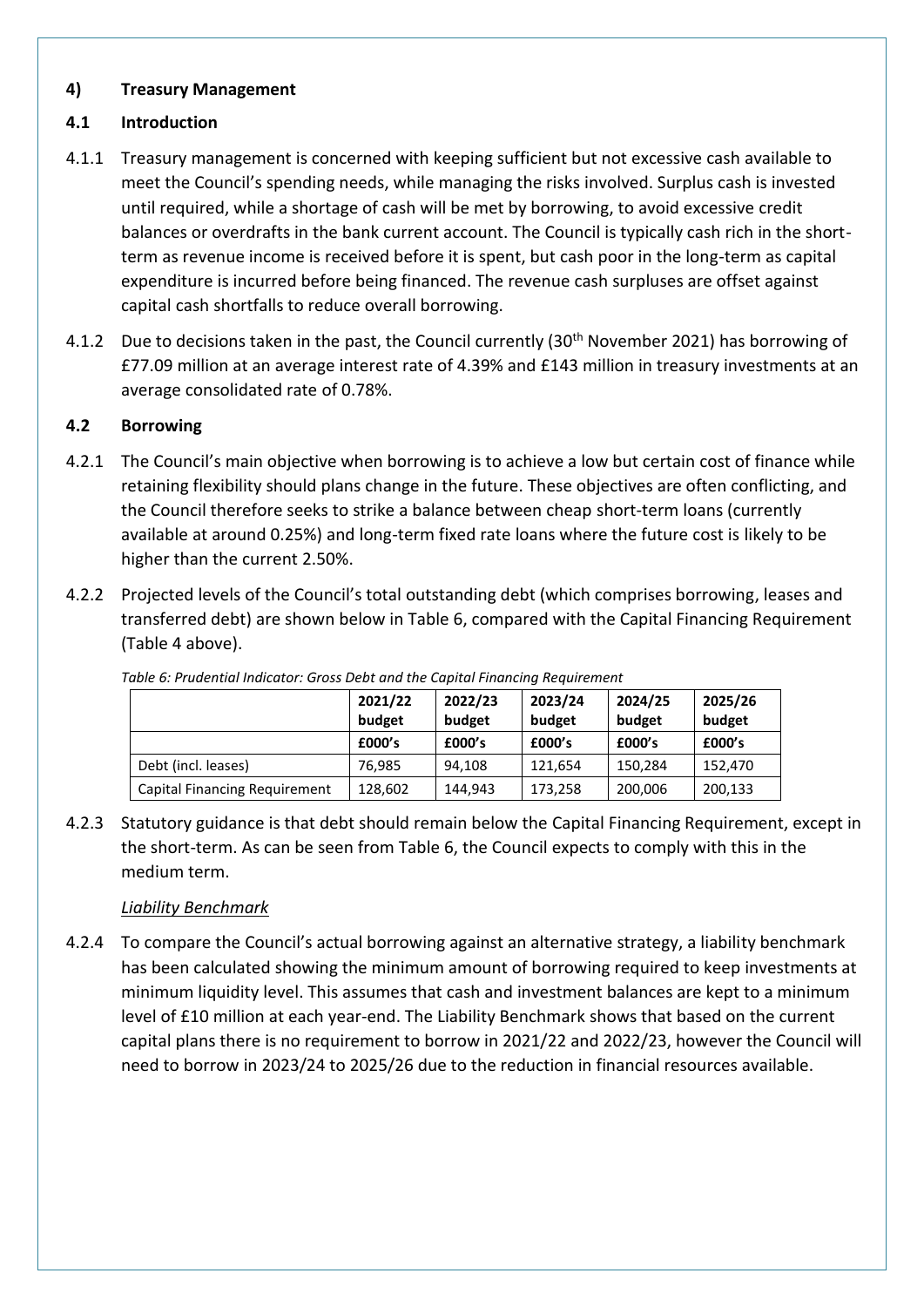## 4) Treasury Management

### 4.1 Introduction

4.1.1 Treasury management is concerned with keeping sufficient but not excessive cash available to meet the Council's spending needs, while managing the risks involved. Surplus cash is invested until required, while a shortage of cash will be met by borrowing, to avoid excessive credit balances or overdrafts in the bank current account. The Council is typically cash rich in the short-term as revenue income is received before it is spent, but cash poor in the long-term as capital expenditure is incurred before being financed. The revenue cash surpluses are offset against capital cash shortfalls to reduce overall borrowing.

4.1.2 Due to decisions taken in the past, the Council currently (30th November 2021) has borrowing of £77.09 million at an average interest rate of 4.39% and £143 million in treasury investments at an average consolidated rate of 0.78%.

### 4.2 Borrowing

4.2.1 The Council's main objective when borrowing is to achieve a low but certain cost of finance while retaining flexibility should plans change in the future. These objectives are often conflicting, and the Council therefore seeks to strike a balance between cheap short-term loans (currently available at around 0.25%) and long-term fixed rate loans where the future cost is likely to be higher than the current 2.50%.

4.2.2 Projected levels of the Council's total outstanding debt (which comprises borrowing, leases and transferred debt) are shown below in Table 6, compared with the Capital Financing Requirement (Table 4 above).

*Table 6: Prudential Indicator: Gross Debt and the Capital Financing Requirement*

| | 2021/22 budget | 2022/23 budget | 2023/24 budget | 2024/25 budget | 2025/26 budget |
|---|---|---|---|---|---|
| | £000's | £000's | £000's | £000's | £000's |
| Debt (incl. leases) | 76,985 | 94,108 | 121,654 | 150,284 | 152,470 |
| Capital Financing Requirement | 128,602 | 144,943 | 173,258 | 200,006 | 200,133 |

4.2.3 Statutory guidance is that debt should remain below the Capital Financing Requirement, except in the short-term. As can be seen from Table 6, the Council expects to comply with this in the medium term.

*Liability Benchmark*

4.2.4 To compare the Council's actual borrowing against an alternative strategy, a liability benchmark has been calculated showing the minimum amount of borrowing required to keep investments at minimum liquidity level. This assumes that cash and investment balances are kept to a minimum level of £10 million at each year-end. The Liability Benchmark shows that based on the current capital plans there is no requirement to borrow in 2021/22 and 2022/23, however the Council will need to borrow in 2023/24 to 2025/26 due to the reduction in financial resources available.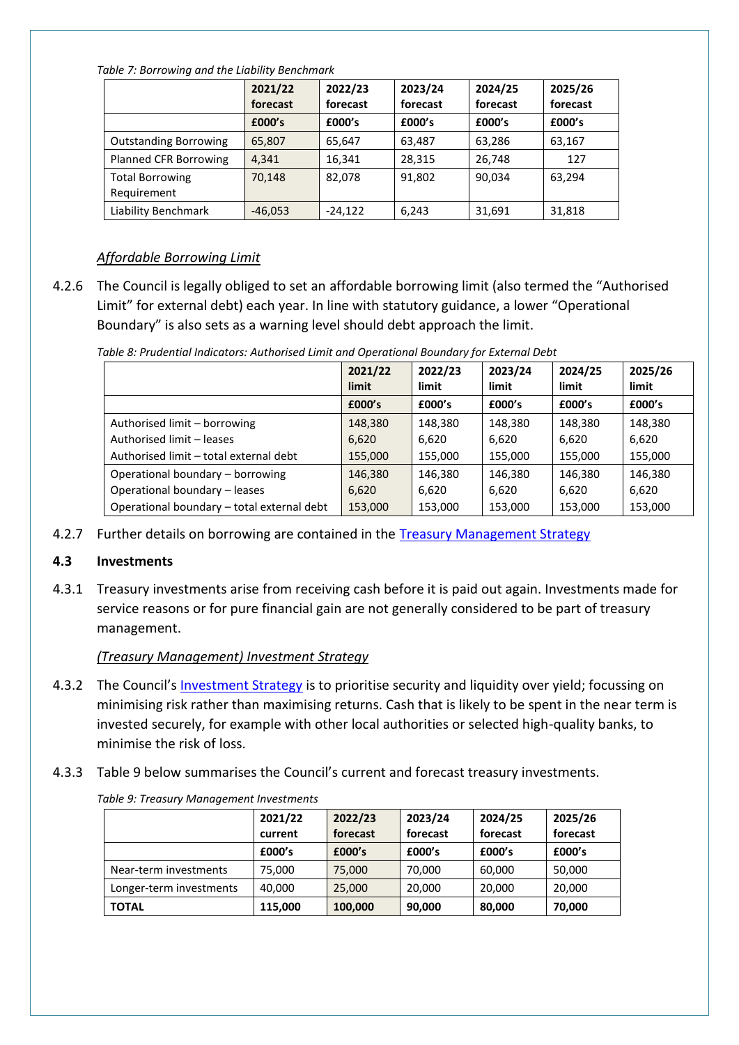*Table 7: Borrowing and the Liability Benchmark*

| | 2021/22 forecast | 2022/23 forecast | 2023/24 forecast | 2024/25 forecast | 2025/26 forecast |
|---|---|---|---|---|---|
| | £000's | £000's | £000's | £000's | £000's |
| Outstanding Borrowing | 65,807 | 65,647 | 63,487 | 63,286 | 63,167 |
| Planned CFR Borrowing | 4,341 | 16,341 | 28,315 | 26,748 | 127 |
| Total Borrowing Requirement | 70,148 | 82,078 | 91,802 | 90,034 | 63,294 |
| Liability Benchmark | -46,053 | -24,122 | 6,243 | 31,691 | 31,818 |

*Affordable Borrowing Limit*

4.2.6 The Council is legally obliged to set an affordable borrowing limit (also termed the "Authorised Limit" for external debt) each year. In line with statutory guidance, a lower "Operational Boundary" is also sets as a warning level should debt approach the limit.

*Table 8: Prudential Indicators: Authorised Limit and Operational Boundary for External Debt*

| | 2021/22 limit | 2022/23 limit | 2023/24 limit | 2024/25 limit | 2025/26 limit |
|---|---|---|---|---|---|
| | £000's | £000's | £000's | £000's | £000's |
| Authorised limit – borrowing | 148,380 | 148,380 | 148,380 | 148,380 | 148,380 |
| Authorised limit – leases | 6,620 | 6,620 | 6,620 | 6,620 | 6,620 |
| Authorised limit – total external debt | 155,000 | 155,000 | 155,000 | 155,000 | 155,000 |
| Operational boundary – borrowing | 146,380 | 146,380 | 146,380 | 146,380 | 146,380 |
| Operational boundary – leases | 6,620 | 6,620 | 6,620 | 6,620 | 6,620 |
| Operational boundary – total external debt | 153,000 | 153,000 | 153,000 | 153,000 | 153,000 |

4.2.7 Further details on borrowing are contained in the Treasury Management Strategy

### 4.3 Investments

4.3.1 Treasury investments arise from receiving cash before it is paid out again. Investments made for service reasons or for pure financial gain are not generally considered to be part of treasury management.

*(Treasury Management) Investment Strategy*

4.3.2 The Council's Investment Strategy is to prioritise security and liquidity over yield; focussing on minimising risk rather than maximising returns. Cash that is likely to be spent in the near term is invested securely, for example with other local authorities or selected high-quality banks, to minimise the risk of loss.

4.3.3 Table 9 below summarises the Council's current and forecast treasury investments.

*Table 9: Treasury Management Investments*

| | 2021/22 current | 2022/23 forecast | 2023/24 forecast | 2024/25 forecast | 2025/26 forecast |
|---|---|---|---|---|---|
| | £000's | £000's | £000's | £000's | £000's |
| Near-term investments | 75,000 | 75,000 | 70,000 | 60,000 | 50,000 |
| Longer-term investments | 40,000 | 25,000 | 20,000 | 20,000 | 20,000 |
| **TOTAL** | **115,000** | **100,000** | **90,000** | **80,000** | **70,000** |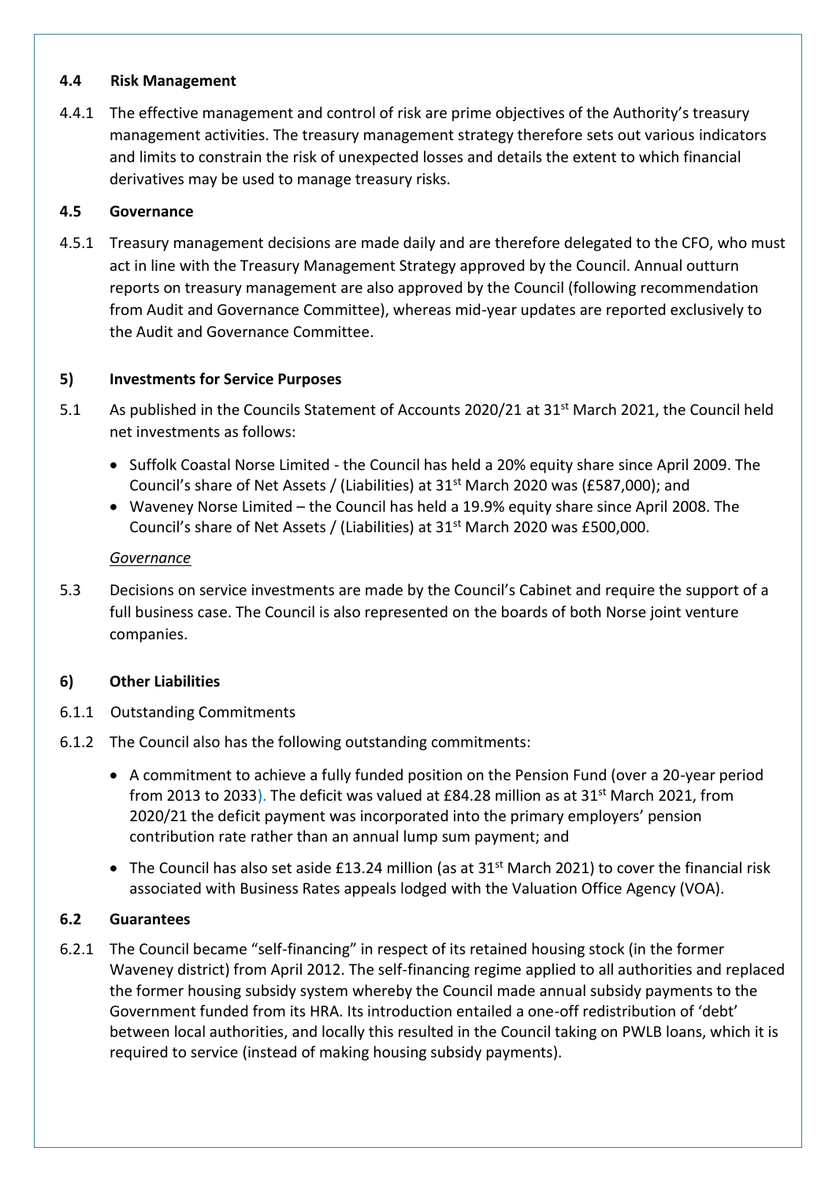### 4.4 Risk Management

4.4.1 The effective management and control of risk are prime objectives of the Authority's treasury management activities. The treasury management strategy therefore sets out various indicators and limits to constrain the risk of unexpected losses and details the extent to which financial derivatives may be used to manage treasury risks.

### 4.5 Governance

4.5.1 Treasury management decisions are made daily and are therefore delegated to the CFO, who must act in line with the Treasury Management Strategy approved by the Council. Annual outturn reports on treasury management are also approved by the Council (following recommendation from Audit and Governance Committee), whereas mid-year updates are reported exclusively to the Audit and Governance Committee.

## 5) Investments for Service Purposes

5.1 As published in the Councils Statement of Accounts 2020/21 at 31st March 2021, the Council held net investments as follows:

- Suffolk Coastal Norse Limited - the Council has held a 20% equity share since April 2009. The Council's share of Net Assets / (Liabilities) at 31st March 2020 was (£587,000); and
- Waveney Norse Limited – the Council has held a 19.9% equity share since April 2008. The Council's share of Net Assets / (Liabilities) at 31st March 2020 was £500,000.

*Governance*

5.3 Decisions on service investments are made by the Council's Cabinet and require the support of a full business case. The Council is also represented on the boards of both Norse joint venture companies.

## 6) Other Liabilities

6.1.1 Outstanding Commitments

6.1.2 The Council also has the following outstanding commitments:

- A commitment to achieve a fully funded position on the Pension Fund (over a 20-year period from 2013 to 2033). The deficit was valued at £84.28 million as at 31st March 2021, from 2020/21 the deficit payment was incorporated into the primary employers' pension contribution rate rather than an annual lump sum payment; and
- The Council has also set aside £13.24 million (as at 31st March 2021) to cover the financial risk associated with Business Rates appeals lodged with the Valuation Office Agency (VOA).

### 6.2 Guarantees

6.2.1 The Council became "self-financing" in respect of its retained housing stock (in the former Waveney district) from April 2012. The self-financing regime applied to all authorities and replaced the former housing subsidy system whereby the Council made annual subsidy payments to the Government funded from its HRA. Its introduction entailed a one-off redistribution of 'debt' between local authorities, and locally this resulted in the Council taking on PWLB loans, which it is required to service (instead of making housing subsidy payments).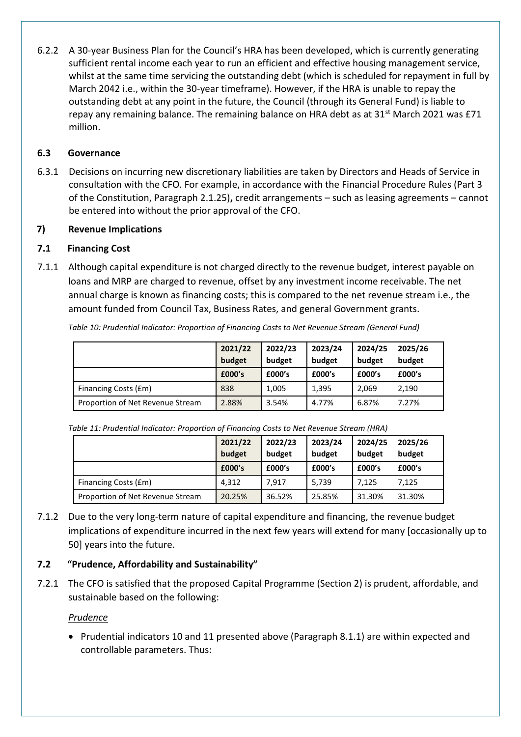6.2.2 A 30-year Business Plan for the Council's HRA has been developed, which is currently generating sufficient rental income each year to run an efficient and effective housing management service, whilst at the same time servicing the outstanding debt (which is scheduled for repayment in full by March 2042 i.e., within the 30-year timeframe). However, if the HRA is unable to repay the outstanding debt at any point in the future, the Council (through its General Fund) is liable to repay any remaining balance. The remaining balance on HRA debt as at 31st March 2021 was £71 million.

### 6.3 Governance

6.3.1 Decisions on incurring new discretionary liabilities are taken by Directors and Heads of Service in consultation with the CFO. For example, in accordance with the Financial Procedure Rules (Part 3 of the Constitution, Paragraph 2.1.25)**,** credit arrangements – such as leasing agreements – cannot be entered into without the prior approval of the CFO.

## 7) Revenue Implications

### 7.1 Financing Cost

7.1.1 Although capital expenditure is not charged directly to the revenue budget, interest payable on loans and MRP are charged to revenue, offset by any investment income receivable. The net annual charge is known as financing costs; this is compared to the net revenue stream i.e., the amount funded from Council Tax, Business Rates, and general Government grants.

*Table 10: Prudential Indicator: Proportion of Financing Costs to Net Revenue Stream (General Fund)*

| | 2021/22 budget | 2022/23 budget | 2023/24 budget | 2024/25 budget | 2025/26 budget |
|---|---|---|---|---|---|
| | £000's | £000's | £000's | £000's | £000's |
| Financing Costs (£m) | 838 | 1,005 | 1,395 | 2,069 | 2,190 |
| Proportion of Net Revenue Stream | 2.88% | 3.54% | 4.77% | 6.87% | 7.27% |

*Table 11: Prudential Indicator: Proportion of Financing Costs to Net Revenue Stream (HRA)*

| | 2021/22 budget | 2022/23 budget | 2023/24 budget | 2024/25 budget | 2025/26 budget |
|---|---|---|---|---|---|
| | £000's | £000's | £000's | £000's | £000's |
| Financing Costs (£m) | 4,312 | 7,917 | 5,739 | 7,125 | 7,125 |
| Proportion of Net Revenue Stream | 20.25% | 36.52% | 25.85% | 31.30% | 31.30% |

7.1.2 Due to the very long-term nature of capital expenditure and financing, the revenue budget implications of expenditure incurred in the next few years will extend for many [occasionally up to 50] years into the future.

### 7.2 "Prudence, Affordability and Sustainability"

7.2.1 The CFO is satisfied that the proposed Capital Programme (Section 2) is prudent, affordable, and sustainable based on the following:

*Prudence*

- Prudential indicators 10 and 11 presented above (Paragraph 8.1.1) are within expected and controllable parameters. Thus: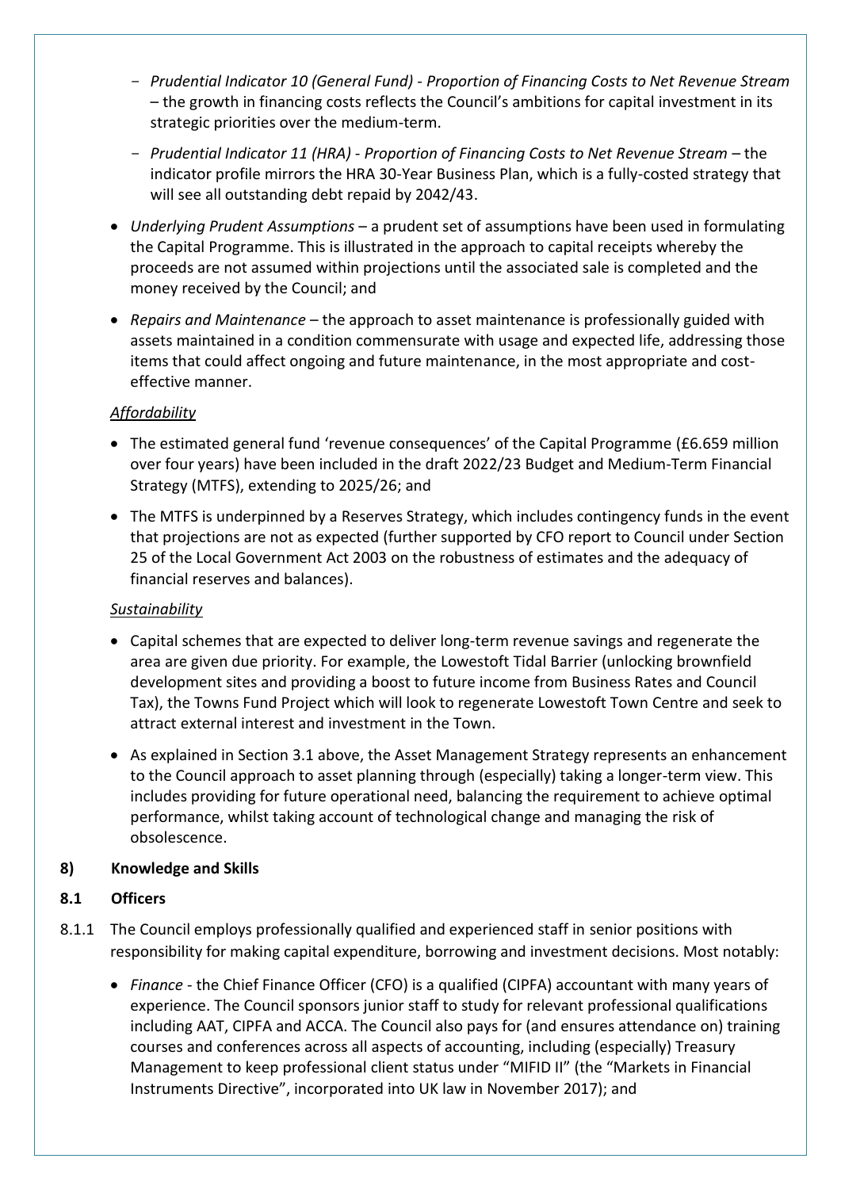- *Prudential Indicator 10 (General Fund) - Proportion of Financing Costs to Net Revenue Stream* – the growth in financing costs reflects the Council's ambitions for capital investment in its strategic priorities over the medium-term.
  - *Prudential Indicator 11 (HRA) - Proportion of Financing Costs to Net Revenue Stream* – the indicator profile mirrors the HRA 30-Year Business Plan, which is a fully-costed strategy that will see all outstanding debt repaid by 2042/43.
- *Underlying Prudent Assumptions* – a prudent set of assumptions have been used in formulating the Capital Programme. This is illustrated in the approach to capital receipts whereby the proceeds are not assumed within projections until the associated sale is completed and the money received by the Council; and
- *Repairs and Maintenance* – the approach to asset maintenance is professionally guided with assets maintained in a condition commensurate with usage and expected life, addressing those items that could affect ongoing and future maintenance, in the most appropriate and cost-effective manner.

*Affordability*

- The estimated general fund 'revenue consequences' of the Capital Programme (£6.659 million over four years) have been included in the draft 2022/23 Budget and Medium-Term Financial Strategy (MTFS), extending to 2025/26; and
- The MTFS is underpinned by a Reserves Strategy, which includes contingency funds in the event that projections are not as expected (further supported by CFO report to Council under Section 25 of the Local Government Act 2003 on the robustness of estimates and the adequacy of financial reserves and balances).

*Sustainability*

- Capital schemes that are expected to deliver long-term revenue savings and regenerate the area are given due priority. For example, the Lowestoft Tidal Barrier (unlocking brownfield development sites and providing a boost to future income from Business Rates and Council Tax), the Towns Fund Project which will look to regenerate Lowestoft Town Centre and seek to attract external interest and investment in the Town.
- As explained in Section 3.1 above, the Asset Management Strategy represents an enhancement to the Council approach to asset planning through (especially) taking a longer-term view. This includes providing for future operational need, balancing the requirement to achieve optimal performance, whilst taking account of technological change and managing the risk of obsolescence.

## 8) Knowledge and Skills

### 8.1 Officers

8.1.1 The Council employs professionally qualified and experienced staff in senior positions with responsibility for making capital expenditure, borrowing and investment decisions. Most notably:

- *Finance* - the Chief Finance Officer (CFO) is a qualified (CIPFA) accountant with many years of experience. The Council sponsors junior staff to study for relevant professional qualifications including AAT, CIPFA and ACCA. The Council also pays for (and ensures attendance on) training courses and conferences across all aspects of accounting, including (especially) Treasury Management to keep professional client status under "MIFID II" (the "Markets in Financial Instruments Directive", incorporated into UK law in November 2017); and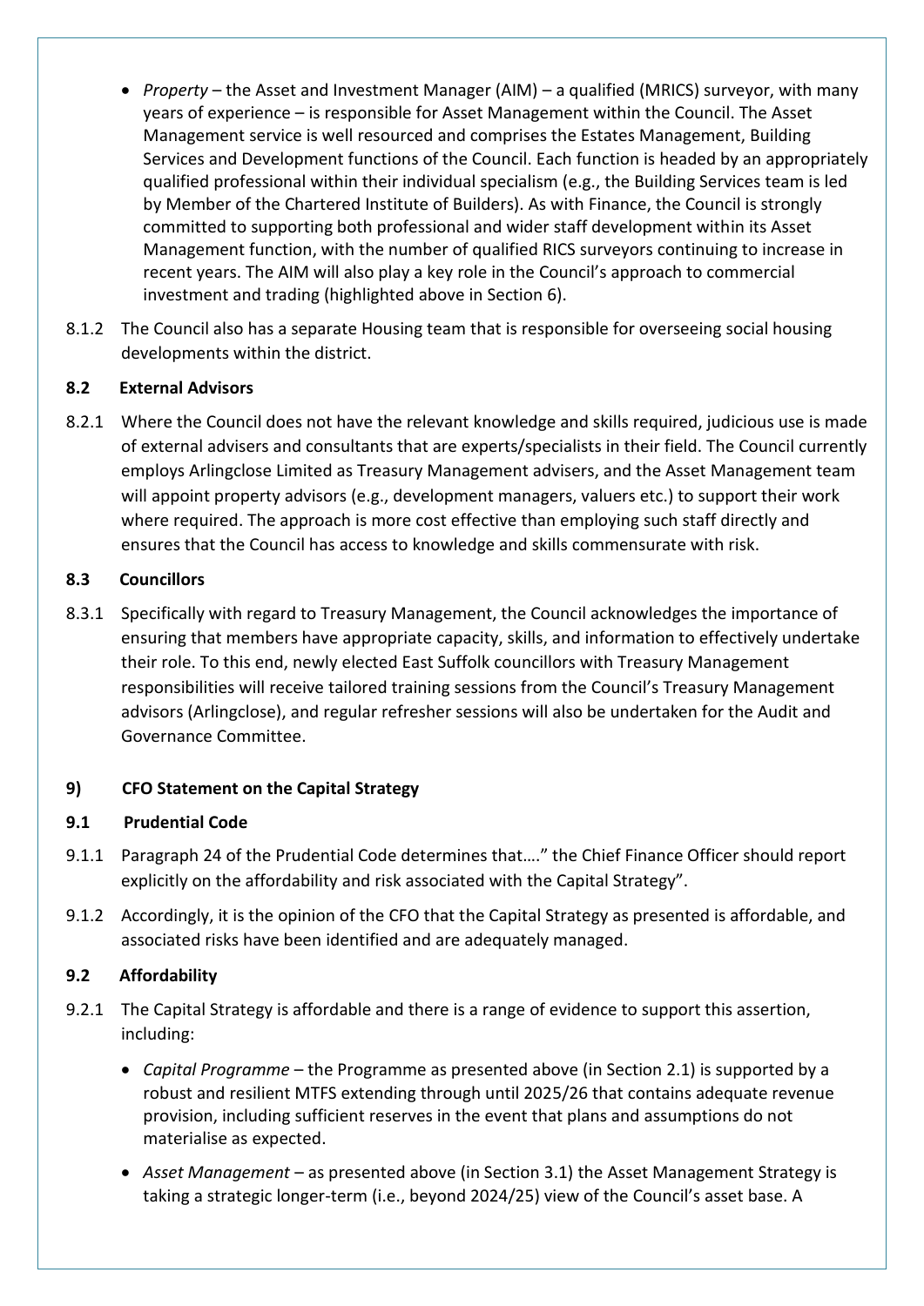- *Property* – the Asset and Investment Manager (AIM) – a qualified (MRICS) surveyor, with many years of experience – is responsible for Asset Management within the Council. The Asset Management service is well resourced and comprises the Estates Management, Building Services and Development functions of the Council. Each function is headed by an appropriately qualified professional within their individual specialism (e.g., the Building Services team is led by Member of the Chartered Institute of Builders). As with Finance, the Council is strongly committed to supporting both professional and wider staff development within its Asset Management function, with the number of qualified RICS surveyors continuing to increase in recent years. The AIM will also play a key role in the Council's approach to commercial investment and trading (highlighted above in Section 6).

8.1.2 The Council also has a separate Housing team that is responsible for overseeing social housing developments within the district.

**8.2 External Advisors**

8.2.1 Where the Council does not have the relevant knowledge and skills required, judicious use is made of external advisers and consultants that are experts/specialists in their field. The Council currently employs Arlingclose Limited as Treasury Management advisers, and the Asset Management team will appoint property advisors (e.g., development managers, valuers etc.) to support their work where required. The approach is more cost effective than employing such staff directly and ensures that the Council has access to knowledge and skills commensurate with risk.

**8.3 Councillors**

8.3.1 Specifically with regard to Treasury Management, the Council acknowledges the importance of ensuring that members have appropriate capacity, skills, and information to effectively undertake their role. To this end, newly elected East Suffolk councillors with Treasury Management responsibilities will receive tailored training sessions from the Council's Treasury Management advisors (Arlingclose), and regular refresher sessions will also be undertaken for the Audit and Governance Committee.

## 9) CFO Statement on the Capital Strategy

**9.1 Prudential Code**

9.1.1 Paragraph 24 of the Prudential Code determines that…." the Chief Finance Officer should report explicitly on the affordability and risk associated with the Capital Strategy".

9.1.2 Accordingly, it is the opinion of the CFO that the Capital Strategy as presented is affordable, and associated risks have been identified and are adequately managed.

**9.2 Affordability**

9.2.1 The Capital Strategy is affordable and there is a range of evidence to support this assertion, including:

- *Capital Programme* – the Programme as presented above (in Section 2.1) is supported by a robust and resilient MTFS extending through until 2025/26 that contains adequate revenue provision, including sufficient reserves in the event that plans and assumptions do not materialise as expected.
- *Asset Management* – as presented above (in Section 3.1) the Asset Management Strategy is taking a strategic longer-term (i.e., beyond 2024/25) view of the Council's asset base. A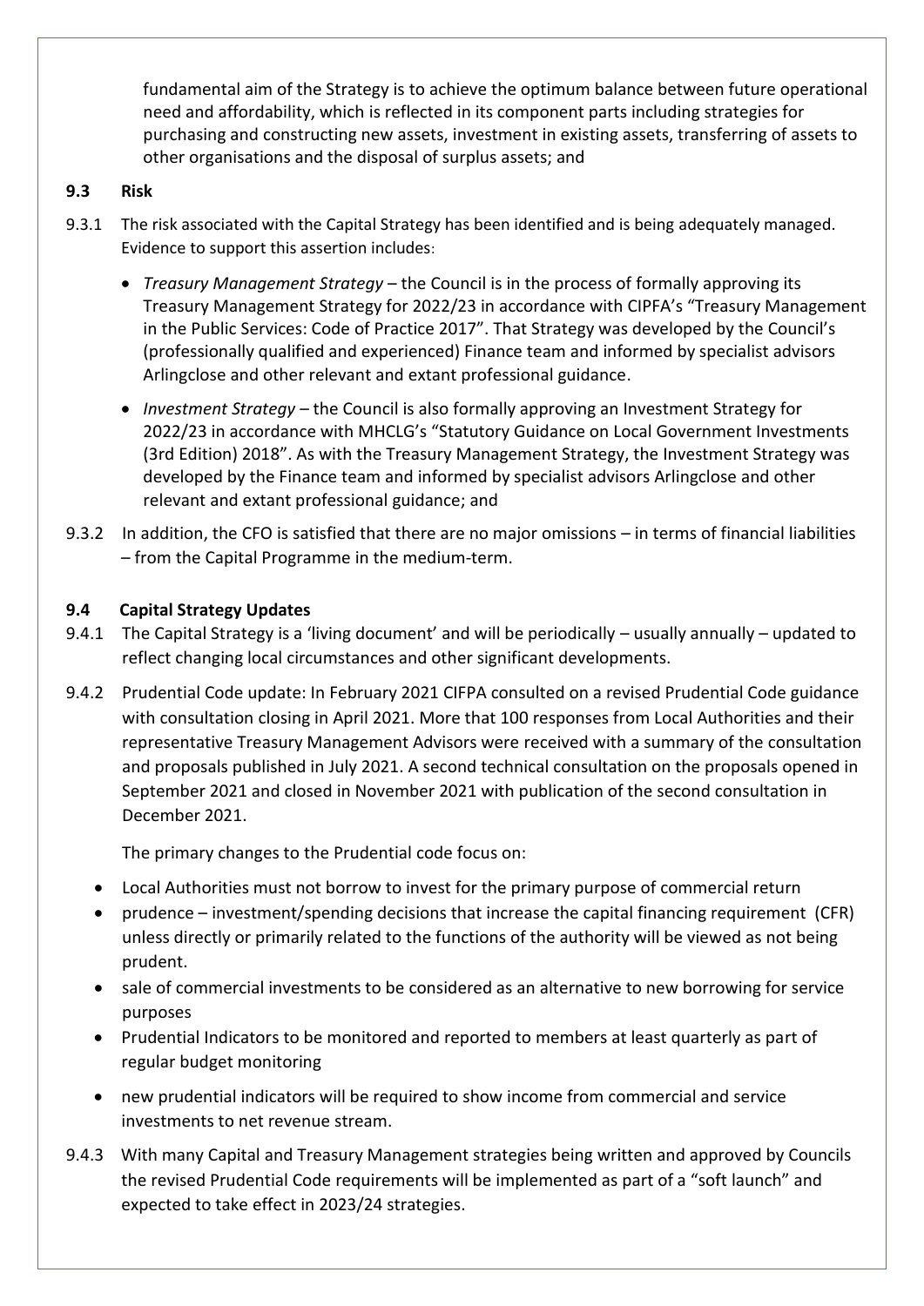fundamental aim of the Strategy is to achieve the optimum balance between future operational need and affordability, which is reflected in its component parts including strategies for purchasing and constructing new assets, investment in existing assets, transferring of assets to other organisations and the disposal of surplus assets; and

### 9.3 Risk

9.3.1 The risk associated with the Capital Strategy has been identified and is being adequately managed. Evidence to support this assertion includes:

- *Treasury Management Strategy* – the Council is in the process of formally approving its Treasury Management Strategy for 2022/23 in accordance with CIPFA's "Treasury Management in the Public Services: Code of Practice 2017". That Strategy was developed by the Council's (professionally qualified and experienced) Finance team and informed by specialist advisors Arlingclose and other relevant and extant professional guidance.
- *Investment Strategy* – the Council is also formally approving an Investment Strategy for 2022/23 in accordance with MHCLG's "Statutory Guidance on Local Government Investments (3rd Edition) 2018". As with the Treasury Management Strategy, the Investment Strategy was developed by the Finance team and informed by specialist advisors Arlingclose and other relevant and extant professional guidance; and

9.3.2 In addition, the CFO is satisfied that there are no major omissions – in terms of financial liabilities – from the Capital Programme in the medium-term.

### 9.4 Capital Strategy Updates

9.4.1 The Capital Strategy is a 'living document' and will be periodically – usually annually – updated to reflect changing local circumstances and other significant developments.

9.4.2 Prudential Code update: In February 2021 CIFPA consulted on a revised Prudential Code guidance with consultation closing in April 2021. More that 100 responses from Local Authorities and their representative Treasury Management Advisors were received with a summary of the consultation and proposals published in July 2021. A second technical consultation on the proposals opened in September 2021 and closed in November 2021 with publication of the second consultation in December 2021.

The primary changes to the Prudential code focus on:

- Local Authorities must not borrow to invest for the primary purpose of commercial return
- prudence – investment/spending decisions that increase the capital financing requirement (CFR) unless directly or primarily related to the functions of the authority will be viewed as not being prudent.
- sale of commercial investments to be considered as an alternative to new borrowing for service purposes
- Prudential Indicators to be monitored and reported to members at least quarterly as part of regular budget monitoring
- new prudential indicators will be required to show income from commercial and service investments to net revenue stream.

9.4.3 With many Capital and Treasury Management strategies being written and approved by Councils the revised Prudential Code requirements will be implemented as part of a "soft launch" and expected to take effect in 2023/24 strategies.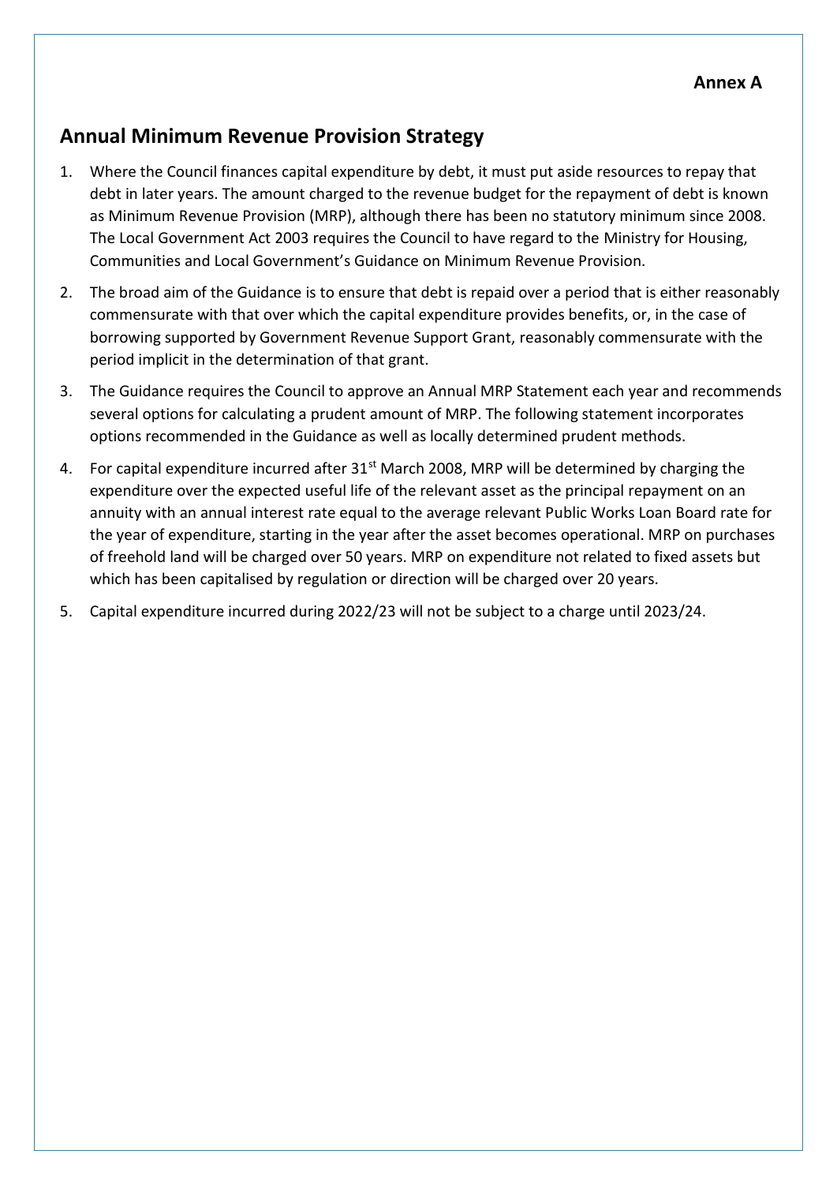**Annex A**

## Annual Minimum Revenue Provision Strategy

1. Where the Council finances capital expenditure by debt, it must put aside resources to repay that debt in later years. The amount charged to the revenue budget for the repayment of debt is known as Minimum Revenue Provision (MRP), although there has been no statutory minimum since 2008. The Local Government Act 2003 requires the Council to have regard to the Ministry for Housing, Communities and Local Government's Guidance on Minimum Revenue Provision.
2. The broad aim of the Guidance is to ensure that debt is repaid over a period that is either reasonably commensurate with that over which the capital expenditure provides benefits, or, in the case of borrowing supported by Government Revenue Support Grant, reasonably commensurate with the period implicit in the determination of that grant.
3. The Guidance requires the Council to approve an Annual MRP Statement each year and recommends several options for calculating a prudent amount of MRP. The following statement incorporates options recommended in the Guidance as well as locally determined prudent methods.
4. For capital expenditure incurred after 31st March 2008, MRP will be determined by charging the expenditure over the expected useful life of the relevant asset as the principal repayment on an annuity with an annual interest rate equal to the average relevant Public Works Loan Board rate for the year of expenditure, starting in the year after the asset becomes operational. MRP on purchases of freehold land will be charged over 50 years. MRP on expenditure not related to fixed assets but which has been capitalised by regulation or direction will be charged over 20 years.
5. Capital expenditure incurred during 2022/23 will not be subject to a charge until 2023/24.